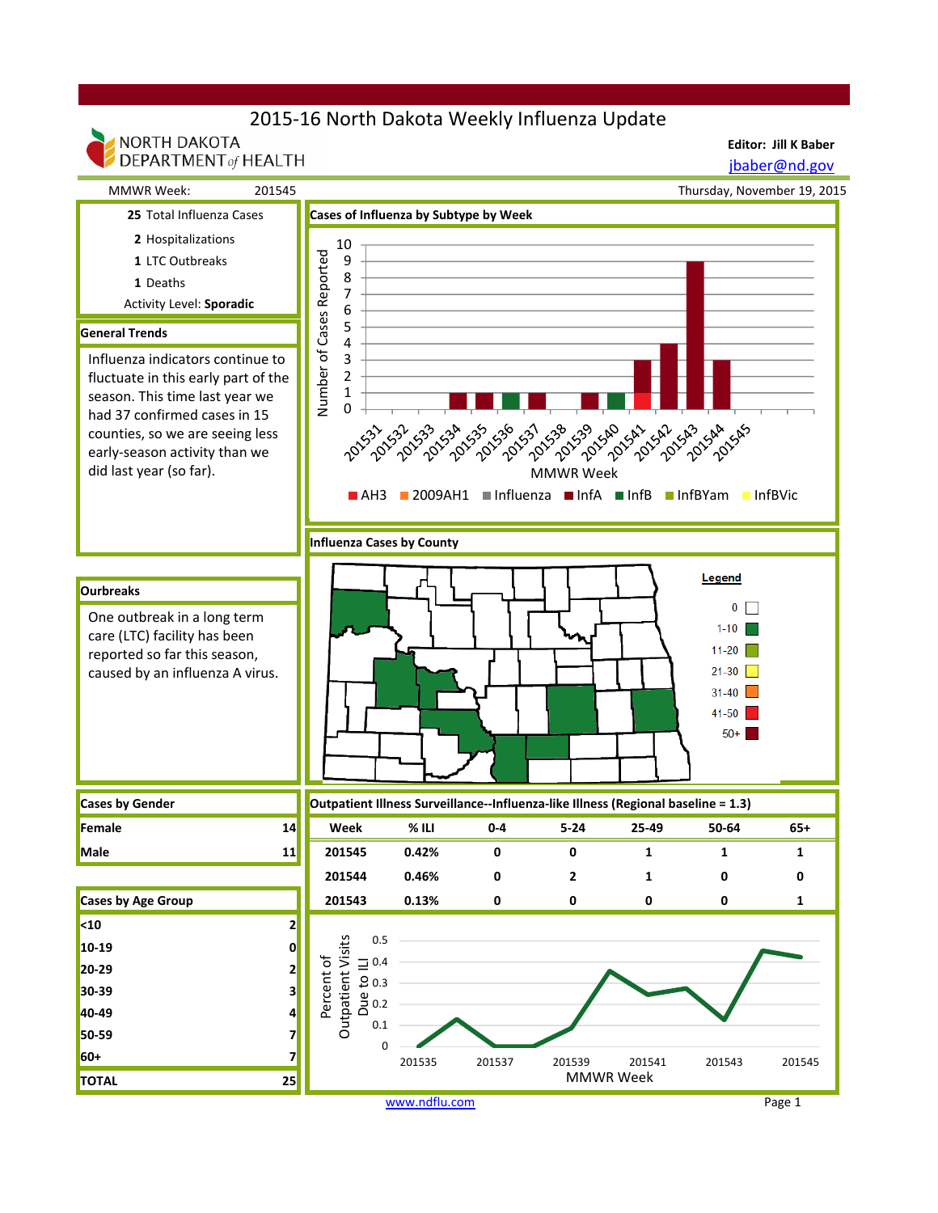# 2015-16 North Dakota Weekly Influenza Update

NORTH DAKOTA DEPARTMENT of HEALTH

**Editor: Jill K Baber**
jbaber@nd.gov

MMWR Week: 201545

Thursday, November 19, 2015

**25** Total Influenza Cases

**2** Hospitalizations

**1** LTC Outbreaks

**1** Deaths

Activity Level: **Sporadic**

## General Trends

Influenza indicators continue to fluctuate in this early part of the season. This time last year we had 37 confirmed cases in 15 counties, so we are seeing less early-season activity than we did last year (so far).

## Ourbreaks

One outbreak in a long term care (LTC) facility has been reported so far this season, caused by an influenza A virus.

## Cases by Gender

| Cases by Gender | |
|---|---|
| Female | 14 |
| Male | 11 |

## Cases by Age Group

| Cases by Age Group | |
|---|---|
| <10 | 2 |
| 10-19 | 0 |
| 20-29 | 2 |
| 30-39 | 3 |
| 40-49 | 4 |
| 50-59 | 7 |
| 60+ | 7 |
| TOTAL | 25 |

## Cases of Influenza by Subtype by Week

Number of Cases Reported by MMWR Week (201531–201545)

Legend: AH3, 2009AH1, Influenza, InfA, InfB, InfBYam, InfBVic

## Influenza Cases by County

Legend: 0; 1-10; 11-20; 21-30; 31-40; 41-50; 50+

## Outpatient Illness Surveillance--Influenza-like Illness (Regional baseline = 1.3)

| Week | % ILI | 0-4 | 5-24 | 25-49 | 50-64 | 65+ |
|---|---|---|---|---|---|---|
| 201545 | 0.42% | 0 | 0 | 1 | 1 | 1 |
| 201544 | 0.46% | 0 | 2 | 1 | 0 | 0 |
| 201543 | 0.13% | 0 | 0 | 0 | 0 | 1 |

Percent of Outpatient Visits Due to ILI by MMWR Week (201535–201545)

www.ndflu.com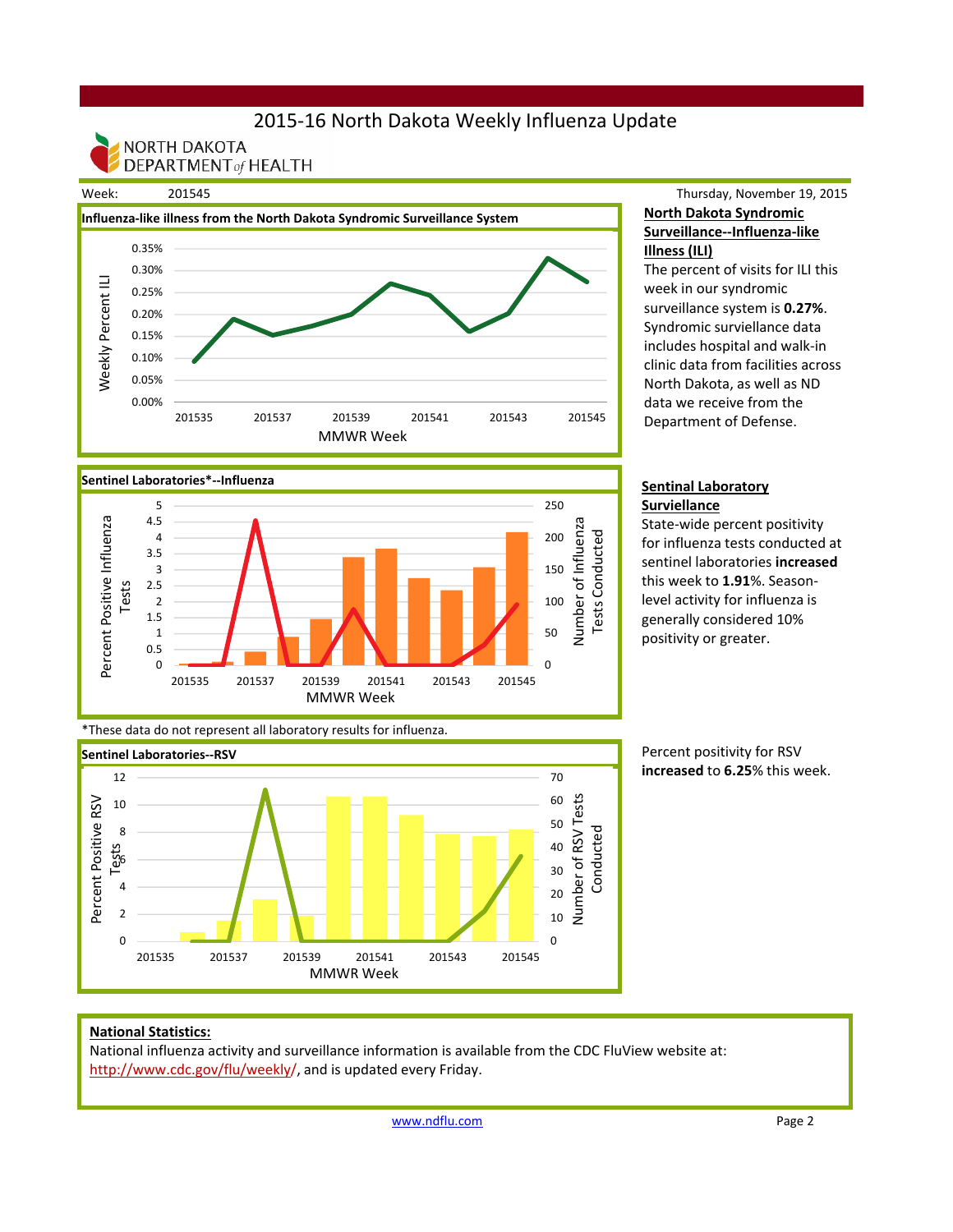# 2015-16 North Dakota Weekly Influenza Update

NORTH DAKOTA DEPARTMENT of HEALTH

Week: 201545

Thursday, November 19, 2015

**Influenza-like illness from the North Dakota Syndromic Surveillance System**

Weekly Percent ILI

0.35%
0.30%
0.25%
0.20%
0.15%
0.10%
0.05%
0.00%

201535 201537 201539 201541 201543 201545

MMWR Week

**North Dakota Syndromic Surveillance--Influenza-like Illness (ILI)**

The percent of visits for ILI this week in our syndromic surveillance system is **0.27%**. Syndromic surveillance data includes hospital and walk-in clinic data from facilities across North Dakota, as well as ND data we receive from the Department of Defense.

**Sentinel Laboratories*--Influenza**

Percent Positive Influenza Tests

5
4.5
4
3.5
3
2.5
2
1.5
1
0.5
0

Number of Influenza Tests Conducted

250
200
150
100
50
0

201535 201537 201539 201541 201543 201545

MMWR Week

**Sentinal Laboratory Surveillance**

State-wide percent positivity for influenza tests conducted at sentinel laboratories **increased** this week to **1.91**%. Season-level activity for influenza is generally considered 10% positivity or greater.

*These data do not represent all laboratory results for influenza.

**Sentinel Laboratories--RSV**

Percent Positive RSV Tests

12
10
8
6
4
2
0

Number of RSV Tests Conducted

70
60
50
40
30
20
10
0

201535 201537 201539 201541 201543 201545

MMWR Week

Percent positivity for RSV **increased** to **6.25**% this week.

**National Statistics:**

National influenza activity and surveillance information is available from the CDC FluView website at: http://www.cdc.gov/flu/weekly/, and is updated every Friday.

www.ndflu.com